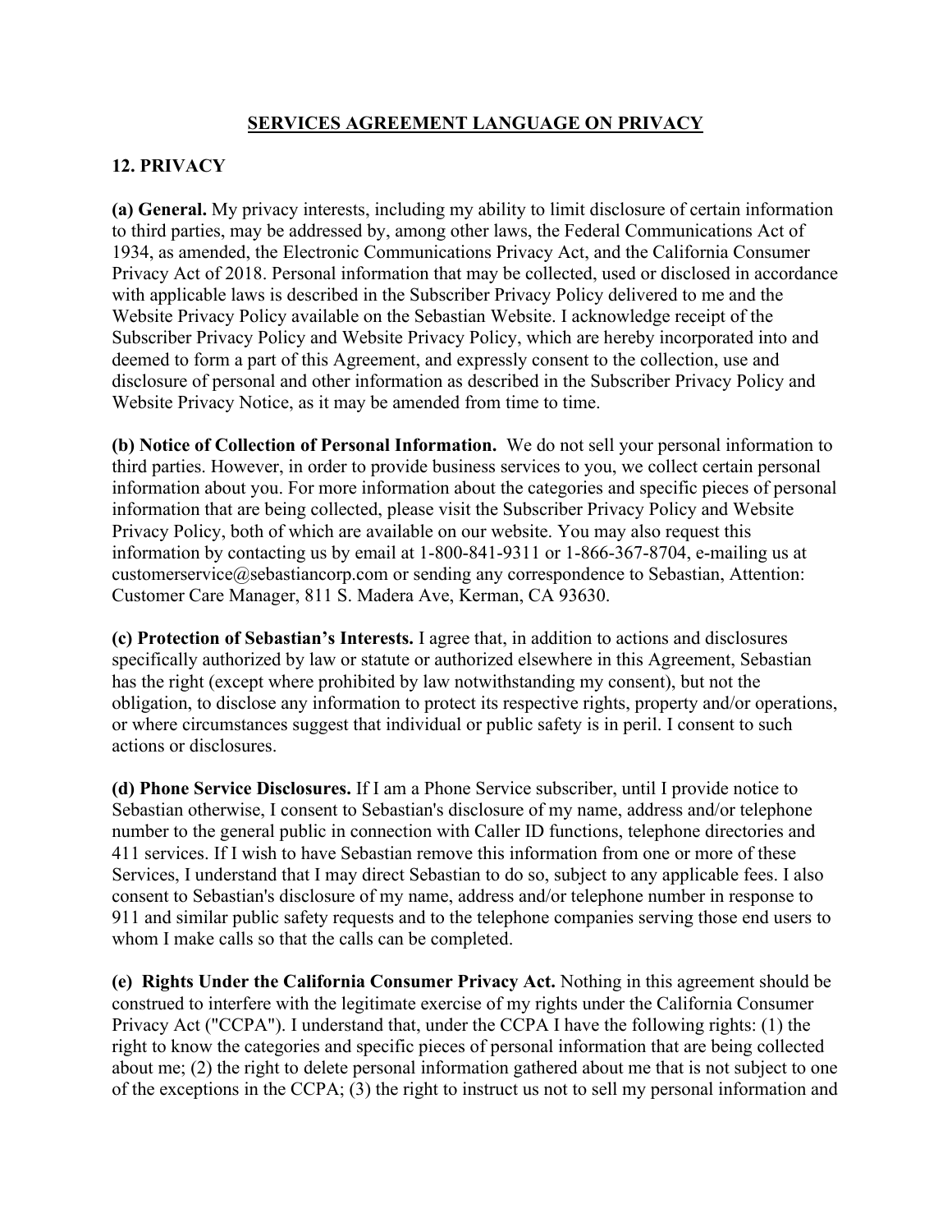# SERVICES AGREEMENT LANGUAGE ON PRIVACY

## 12. PRIVACY

**(a) General.** My privacy interests, including my ability to limit disclosure of certain information to third parties, may be addressed by, among other laws, the Federal Communications Act of 1934, as amended, the Electronic Communications Privacy Act, and the California Consumer Privacy Act of 2018. Personal information that may be collected, used or disclosed in accordance with applicable laws is described in the Subscriber Privacy Policy delivered to me and the Website Privacy Policy available on the Sebastian Website. I acknowledge receipt of the Subscriber Privacy Policy and Website Privacy Policy, which are hereby incorporated into and deemed to form a part of this Agreement, and expressly consent to the collection, use and disclosure of personal and other information as described in the Subscriber Privacy Policy and Website Privacy Notice, as it may be amended from time to time.

**(b) Notice of Collection of Personal Information.** We do not sell your personal information to third parties. However, in order to provide business services to you, we collect certain personal information about you. For more information about the categories and specific pieces of personal information that are being collected, please visit the Subscriber Privacy Policy and Website Privacy Policy, both of which are available on our website. You may also request this information by contacting us by email at 1-800-841-9311 or 1-866-367-8704, e-mailing us at customerservice@sebastiancorp.com or sending any correspondence to Sebastian, Attention: Customer Care Manager, 811 S. Madera Ave, Kerman, CA 93630.

**(c) Protection of Sebastian's Interests.** I agree that, in addition to actions and disclosures specifically authorized by law or statute or authorized elsewhere in this Agreement, Sebastian has the right (except where prohibited by law notwithstanding my consent), but not the obligation, to disclose any information to protect its respective rights, property and/or operations, or where circumstances suggest that individual or public safety is in peril. I consent to such actions or disclosures.

**(d) Phone Service Disclosures.** If I am a Phone Service subscriber, until I provide notice to Sebastian otherwise, I consent to Sebastian's disclosure of my name, address and/or telephone number to the general public in connection with Caller ID functions, telephone directories and 411 services. If I wish to have Sebastian remove this information from one or more of these Services, I understand that I may direct Sebastian to do so, subject to any applicable fees. I also consent to Sebastian's disclosure of my name, address and/or telephone number in response to 911 and similar public safety requests and to the telephone companies serving those end users to whom I make calls so that the calls can be completed.

**(e) Rights Under the California Consumer Privacy Act.** Nothing in this agreement should be construed to interfere with the legitimate exercise of my rights under the California Consumer Privacy Act ("CCPA"). I understand that, under the CCPA I have the following rights: (1) the right to know the categories and specific pieces of personal information that are being collected about me; (2) the right to delete personal information gathered about me that is not subject to one of the exceptions in the CCPA; (3) the right to instruct us not to sell my personal information and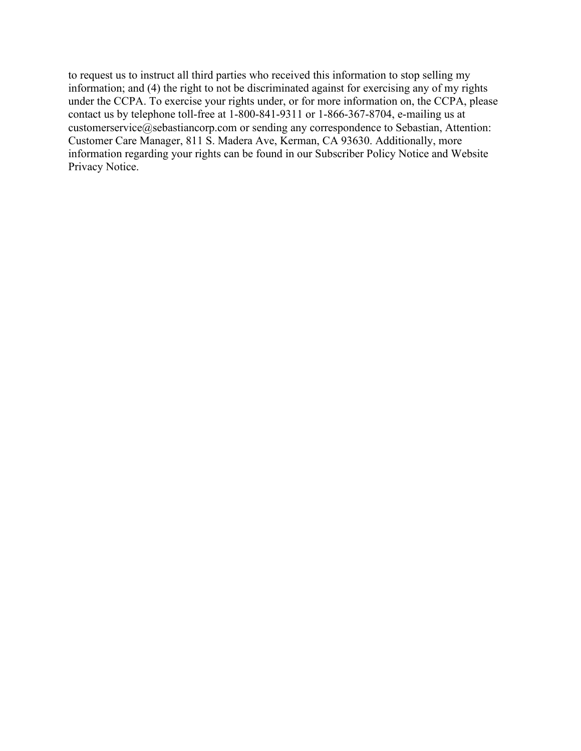to request us to instruct all third parties who received this information to stop selling my information; and (4) the right to not be discriminated against for exercising any of my rights under the CCPA. To exercise your rights under, or for more information on, the CCPA, please contact us by telephone toll-free at 1-800-841-9311 or 1-866-367-8704, e-mailing us at customerservice@sebastiancorp.com or sending any correspondence to Sebastian, Attention: Customer Care Manager, 811 S. Madera Ave, Kerman, CA 93630. Additionally, more information regarding your rights can be found in our Subscriber Policy Notice and Website Privacy Notice.